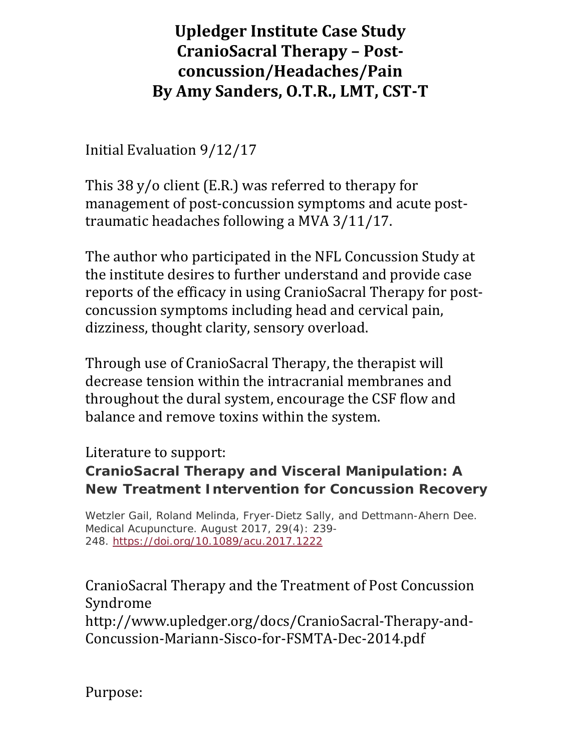# Upledger Institute Case Study
# CranioSacral Therapy – Post-concussion/Headaches/Pain
# By Amy Sanders, O.T.R., LMT, CST-T

Initial Evaluation 9/12/17

This 38 y/o client (E.R.) was referred to therapy for management of post-concussion symptoms and acute post-traumatic headaches following a MVA 3/11/17.

The author who participated in the NFL Concussion Study at the institute desires to further understand and provide case reports of the efficacy in using CranioSacral Therapy for post-concussion symptoms including head and cervical pain, dizziness, thought clarity, sensory overload.

Through use of CranioSacral Therapy, the therapist will decrease tension within the intracranial membranes and throughout the dural system, encourage the CSF flow and balance and remove toxins within the system.

Literature to support:

**CranioSacral Therapy and Visceral Manipulation: A New Treatment Intervention for Concussion Recovery**

Wetzler Gail, Roland Melinda, Fryer-Dietz Sally, and Dettmann-Ahern Dee. Medical Acupuncture. August 2017, 29(4): 239-248. https://doi.org/10.1089/acu.2017.1222

CranioSacral Therapy and the Treatment of Post Concussion Syndrome
http://www.upledger.org/docs/CranioSacral-Therapy-and-Concussion-Mariann-Sisco-for-FSMTA-Dec-2014.pdf

Purpose: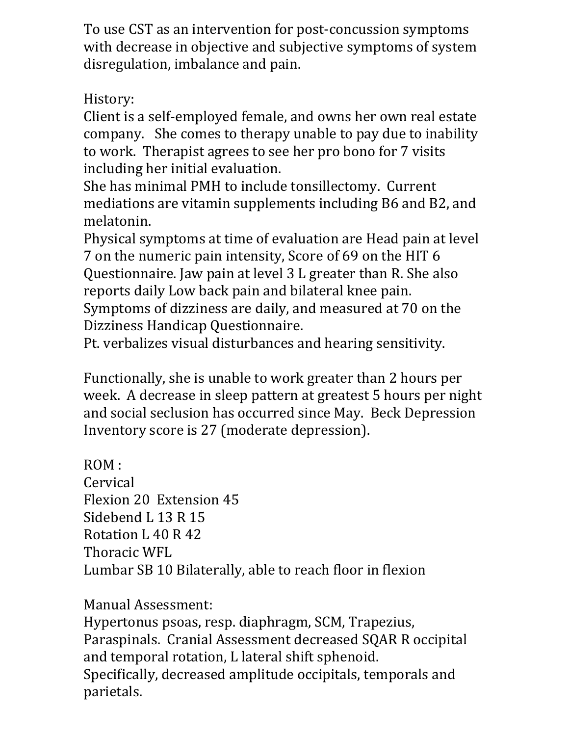To use CST as an intervention for post-concussion symptoms with decrease in objective and subjective symptoms of system disregulation, imbalance and pain.

History:

Client is a self-employed female, and owns her own real estate company. She comes to therapy unable to pay due to inability to work. Therapist agrees to see her pro bono for 7 visits including her initial evaluation.

She has minimal PMH to include tonsillectomy. Current mediations are vitamin supplements including B6 and B2, and melatonin.

Physical symptoms at time of evaluation are Head pain at level 7 on the numeric pain intensity, Score of 69 on the HIT 6 Questionnaire. Jaw pain at level 3 L greater than R. She also reports daily Low back pain and bilateral knee pain.

Symptoms of dizziness are daily, and measured at 70 on the Dizziness Handicap Questionnaire.

Pt. verbalizes visual disturbances and hearing sensitivity.

Functionally, she is unable to work greater than 2 hours per week. A decrease in sleep pattern at greatest 5 hours per night and social seclusion has occurred since May. Beck Depression Inventory score is 27 (moderate depression).

ROM :

Cervical

Flexion 20 Extension 45

Sidebend L 13 R 15

Rotation L 40 R 42

Thoracic WFL

Lumbar SB 10 Bilaterally, able to reach floor in flexion

Manual Assessment:

Hypertonus psoas, resp. diaphragm, SCM, Trapezius, Paraspinals. Cranial Assessment decreased SQAR R occipital and temporal rotation, L lateral shift sphenoid.

Specifically, decreased amplitude occipitals, temporals and parietals.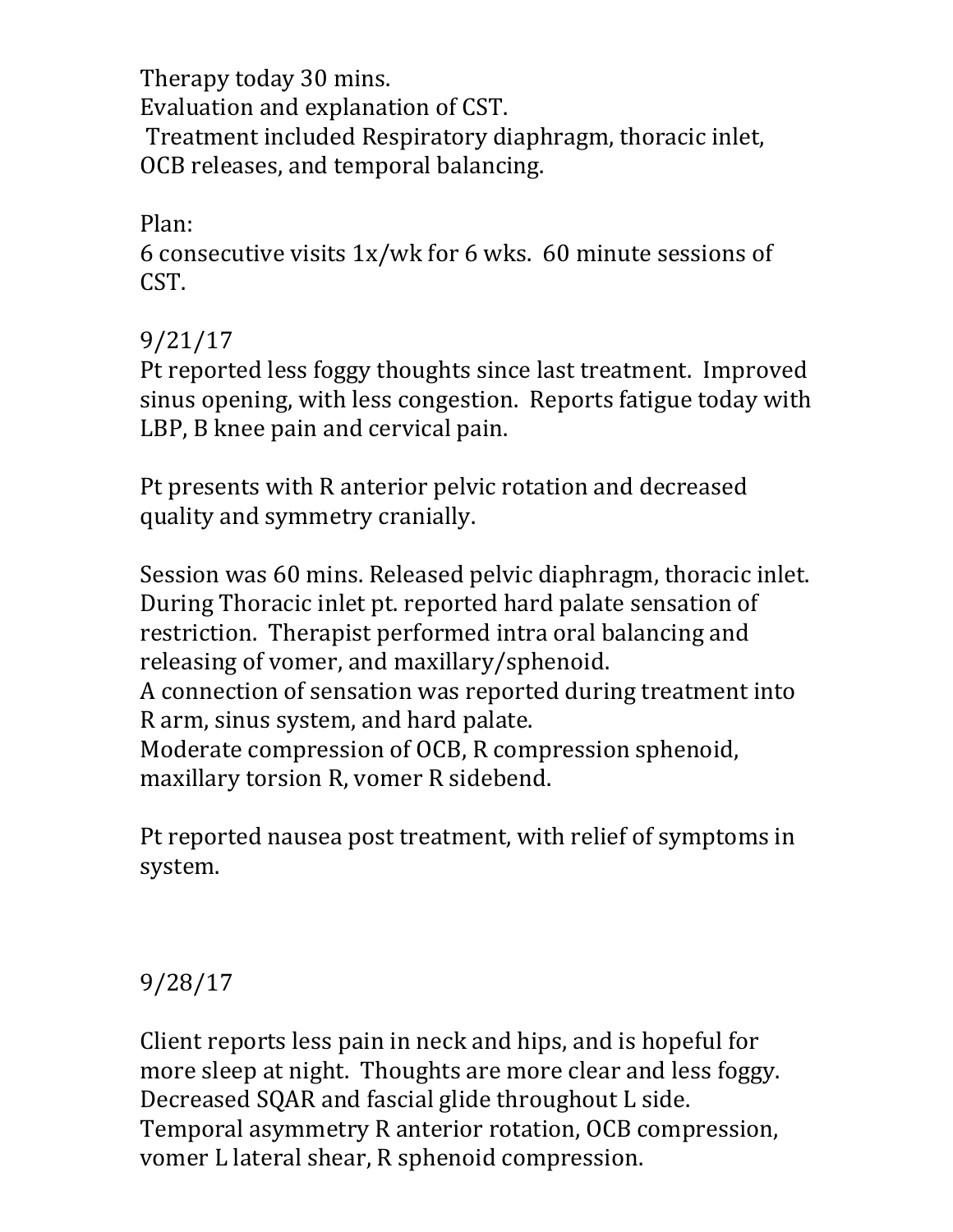Therapy today 30 mins.
Evaluation and explanation of CST.
Treatment included Respiratory diaphragm, thoracic inlet, OCB releases, and temporal balancing.

Plan:
6 consecutive visits 1x/wk for 6 wks. 60 minute sessions of CST.

9/21/17
Pt reported less foggy thoughts since last treatment. Improved sinus opening, with less congestion. Reports fatigue today with LBP, B knee pain and cervical pain.

Pt presents with R anterior pelvic rotation and decreased quality and symmetry cranially.

Session was 60 mins. Released pelvic diaphragm, thoracic inlet. During Thoracic inlet pt. reported hard palate sensation of restriction. Therapist performed intra oral balancing and releasing of vomer, and maxillary/sphenoid.
A connection of sensation was reported during treatment into R arm, sinus system, and hard palate.
Moderate compression of OCB, R compression sphenoid, maxillary torsion R, vomer R sidebend.

Pt reported nausea post treatment, with relief of symptoms in system.

9/28/17

Client reports less pain in neck and hips, and is hopeful for more sleep at night. Thoughts are more clear and less foggy. Decreased SQAR and fascial glide throughout L side. Temporal asymmetry R anterior rotation, OCB compression, vomer L lateral shear, R sphenoid compression.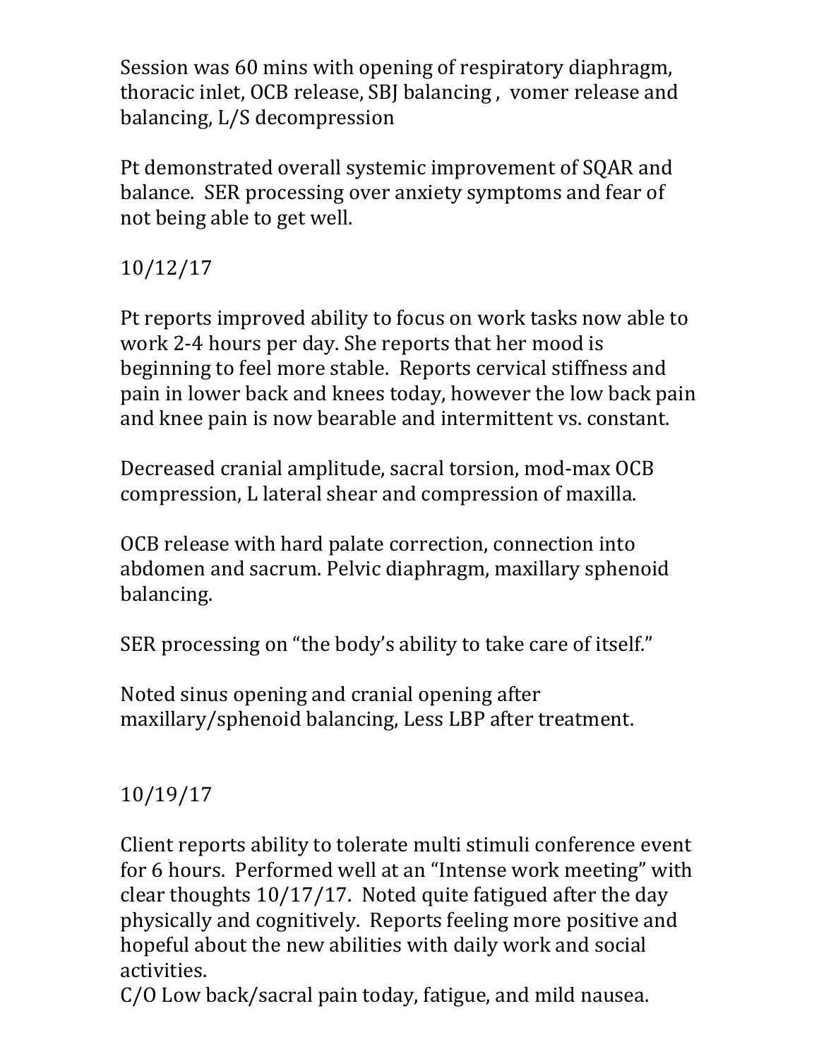Session was 60 mins with opening of respiratory diaphragm, thoracic inlet, OCB release, SBJ balancing , vomer release and balancing, L/S decompression

Pt demonstrated overall systemic improvement of SQAR and balance. SER processing over anxiety symptoms and fear of not being able to get well.

10/12/17

Pt reports improved ability to focus on work tasks now able to work 2-4 hours per day. She reports that her mood is beginning to feel more stable. Reports cervical stiffness and pain in lower back and knees today, however the low back pain and knee pain is now bearable and intermittent vs. constant.

Decreased cranial amplitude, sacral torsion, mod-max OCB compression, L lateral shear and compression of maxilla.

OCB release with hard palate correction, connection into abdomen and sacrum. Pelvic diaphragm, maxillary sphenoid balancing.

SER processing on "the body's ability to take care of itself."

Noted sinus opening and cranial opening after maxillary/sphenoid balancing, Less LBP after treatment.

10/19/17

Client reports ability to tolerate multi stimuli conference event for 6 hours. Performed well at an "Intense work meeting" with clear thoughts 10/17/17. Noted quite fatigued after the day physically and cognitively. Reports feeling more positive and hopeful about the new abilities with daily work and social activities.
C/O Low back/sacral pain today, fatigue, and mild nausea.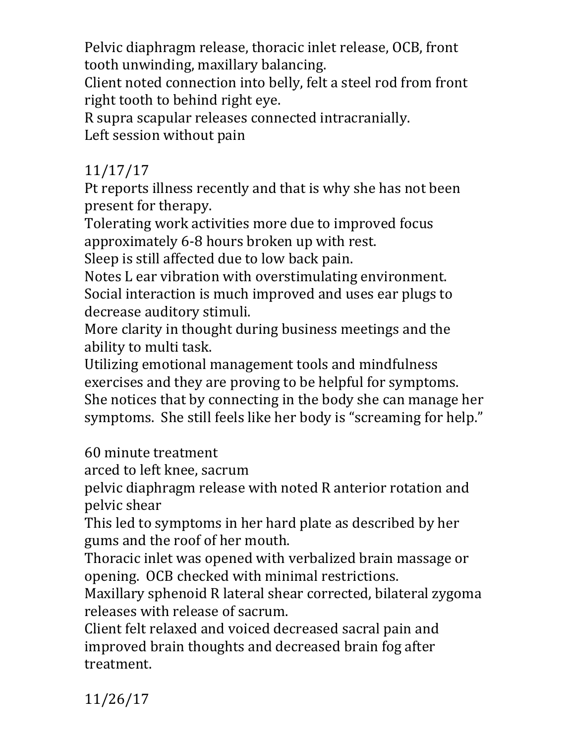Pelvic diaphragm release, thoracic inlet release, OCB, front tooth unwinding, maxillary balancing.
Client noted connection into belly, felt a steel rod from front right tooth to behind right eye.
R supra scapular releases connected intracranially.
Left session without pain

11/17/17
Pt reports illness recently and that is why she has not been present for therapy.
Tolerating work activities more due to improved focus approximately 6-8 hours broken up with rest.
Sleep is still affected due to low back pain.
Notes L ear vibration with overstimulating environment.
Social interaction is much improved and uses ear plugs to decrease auditory stimuli.
More clarity in thought during business meetings and the ability to multi task.
Utilizing emotional management tools and mindfulness exercises and they are proving to be helpful for symptoms.
She notices that by connecting in the body she can manage her symptoms. She still feels like her body is "screaming for help."

60 minute treatment
arced to left knee, sacrum
pelvic diaphragm release with noted R anterior rotation and pelvic shear
This led to symptoms in her hard plate as described by her gums and the roof of her mouth.
Thoracic inlet was opened with verbalized brain massage or opening. OCB checked with minimal restrictions.
Maxillary sphenoid R lateral shear corrected, bilateral zygoma releases with release of sacrum.
Client felt relaxed and voiced decreased sacral pain and improved brain thoughts and decreased brain fog after treatment.

11/26/17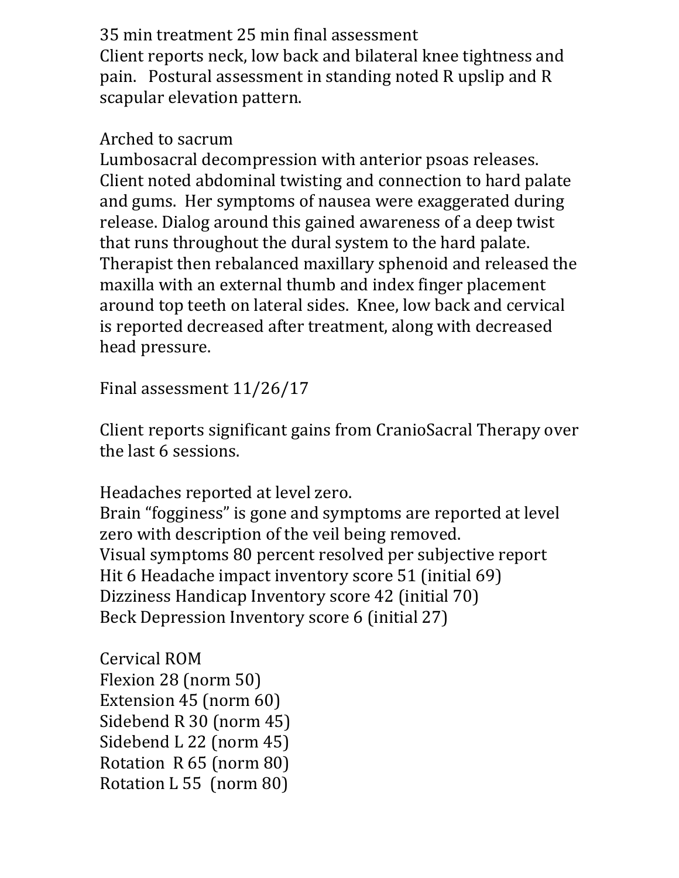35 min treatment 25 min final assessment
Client reports neck, low back and bilateral knee tightness and pain. Postural assessment in standing noted R upslip and R scapular elevation pattern.

Arched to sacrum
Lumbosacral decompression with anterior psoas releases. Client noted abdominal twisting and connection to hard palate and gums. Her symptoms of nausea were exaggerated during release. Dialog around this gained awareness of a deep twist that runs throughout the dural system to the hard palate. Therapist then rebalanced maxillary sphenoid and released the maxilla with an external thumb and index finger placement around top teeth on lateral sides. Knee, low back and cervical is reported decreased after treatment, along with decreased head pressure.

Final assessment 11/26/17

Client reports significant gains from CranioSacral Therapy over the last 6 sessions.

Headaches reported at level zero.
Brain “fogginess” is gone and symptoms are reported at level zero with description of the veil being removed.
Visual symptoms 80 percent resolved per subjective report
Hit 6 Headache impact inventory score 51 (initial 69)
Dizziness Handicap Inventory score 42 (initial 70)
Beck Depression Inventory score 6 (initial 27)

Cervical ROM
Flexion 28 (norm 50)
Extension 45 (norm 60)
Sidebend R 30 (norm 45)
Sidebend L 22 (norm 45)
Rotation R 65 (norm 80)
Rotation L 55 (norm 80)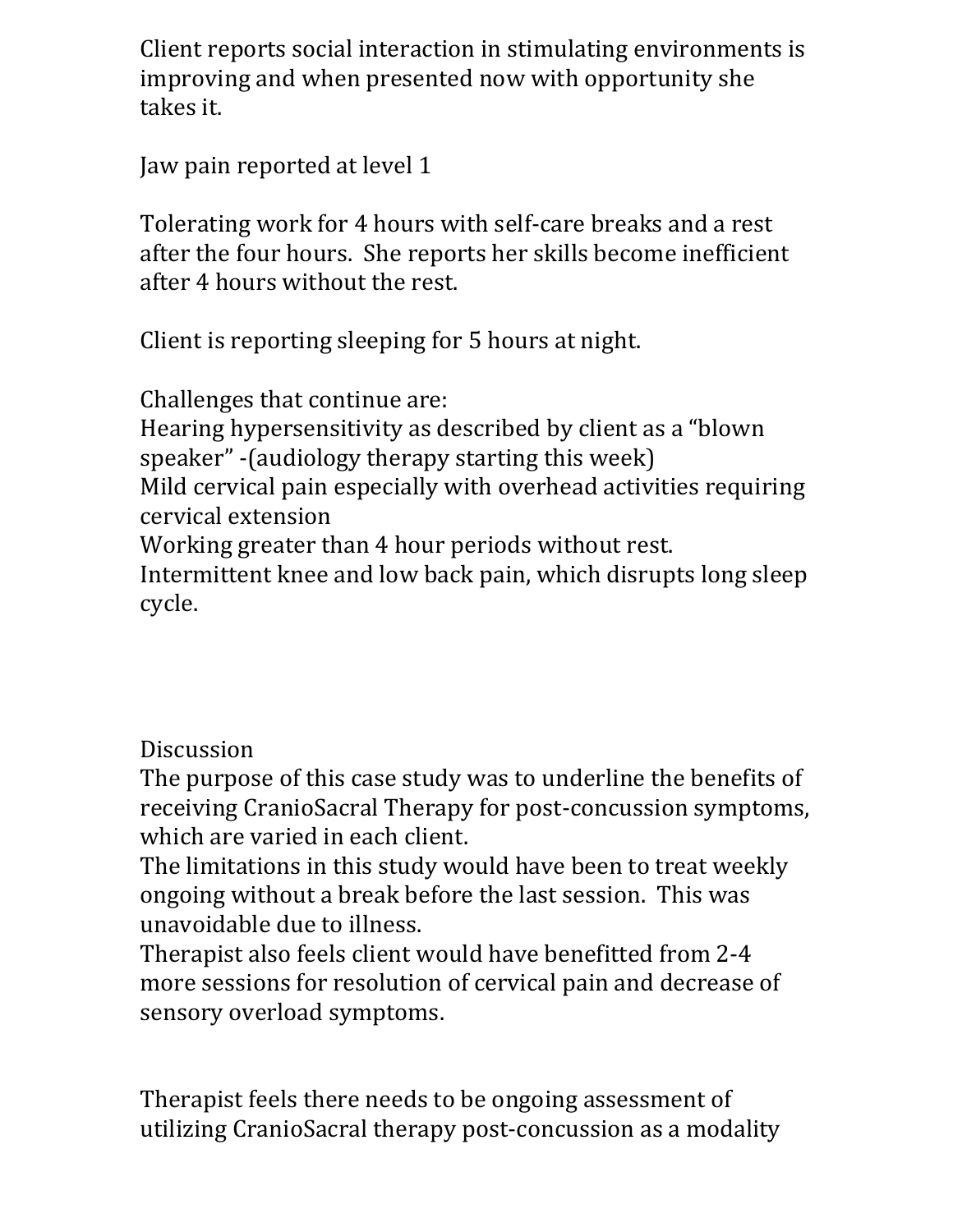Client reports social interaction in stimulating environments is improving and when presented now with opportunity she takes it.

Jaw pain reported at level 1

Tolerating work for 4 hours with self-care breaks and a rest after the four hours. She reports her skills become inefficient after 4 hours without the rest.

Client is reporting sleeping for 5 hours at night.

Challenges that continue are:
Hearing hypersensitivity as described by client as a "blown speaker" -(audiology therapy starting this week)
Mild cervical pain especially with overhead activities requiring cervical extension
Working greater than 4 hour periods without rest.
Intermittent knee and low back pain, which disrupts long sleep cycle.

## Discussion

The purpose of this case study was to underline the benefits of receiving CranioSacral Therapy for post-concussion symptoms, which are varied in each client.
The limitations in this study would have been to treat weekly ongoing without a break before the last session. This was unavoidable due to illness.
Therapist also feels client would have benefitted from 2-4 more sessions for resolution of cervical pain and decrease of sensory overload symptoms.

Therapist feels there needs to be ongoing assessment of utilizing CranioSacral therapy post-concussion as a modality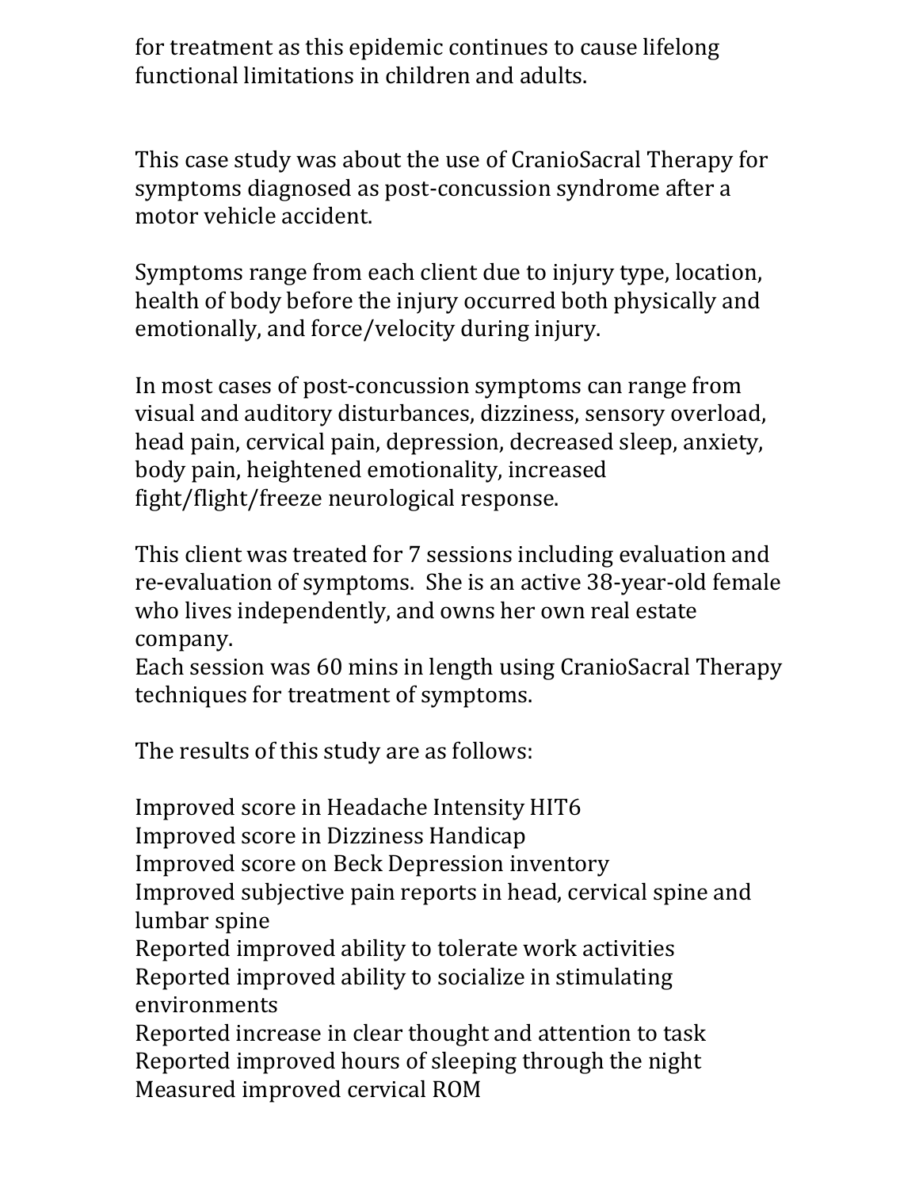for treatment as this epidemic continues to cause lifelong functional limitations in children and adults.

This case study was about the use of CranioSacral Therapy for symptoms diagnosed as post-concussion syndrome after a motor vehicle accident.

Symptoms range from each client due to injury type, location, health of body before the injury occurred both physically and emotionally, and force/velocity during injury.

In most cases of post-concussion symptoms can range from visual and auditory disturbances, dizziness, sensory overload, head pain, cervical pain, depression, decreased sleep, anxiety, body pain, heightened emotionality, increased fight/flight/freeze neurological response.

This client was treated for 7 sessions including evaluation and re-evaluation of symptoms. She is an active 38-year-old female who lives independently, and owns her own real estate company.
Each session was 60 mins in length using CranioSacral Therapy techniques for treatment of symptoms.

The results of this study are as follows:

Improved score in Headache Intensity HIT6
Improved score in Dizziness Handicap
Improved score on Beck Depression inventory
Improved subjective pain reports in head, cervical spine and lumbar spine
Reported improved ability to tolerate work activities
Reported improved ability to socialize in stimulating environments
Reported increase in clear thought and attention to task
Reported improved hours of sleeping through the night
Measured improved cervical ROM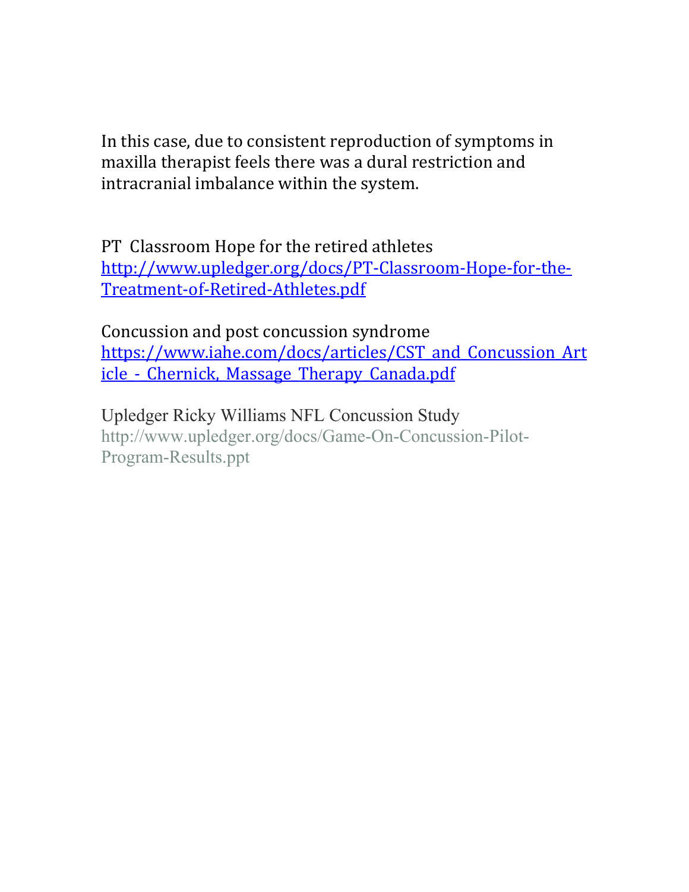In this case, due to consistent reproduction of symptoms in maxilla therapist feels there was a dural restriction and intracranial imbalance within the system.

PT Classroom Hope for the retired athletes
http://www.upledger.org/docs/PT-Classroom-Hope-for-the-Treatment-of-Retired-Athletes.pdf

Concussion and post concussion syndrome
https://www.iahe.com/docs/articles/CST_and_Concussion_Article_-_Chernick,_Massage_Therapy_Canada.pdf

Upledger Ricky Williams NFL Concussion Study
http://www.upledger.org/docs/Game-On-Concussion-Pilot-Program-Results.ppt